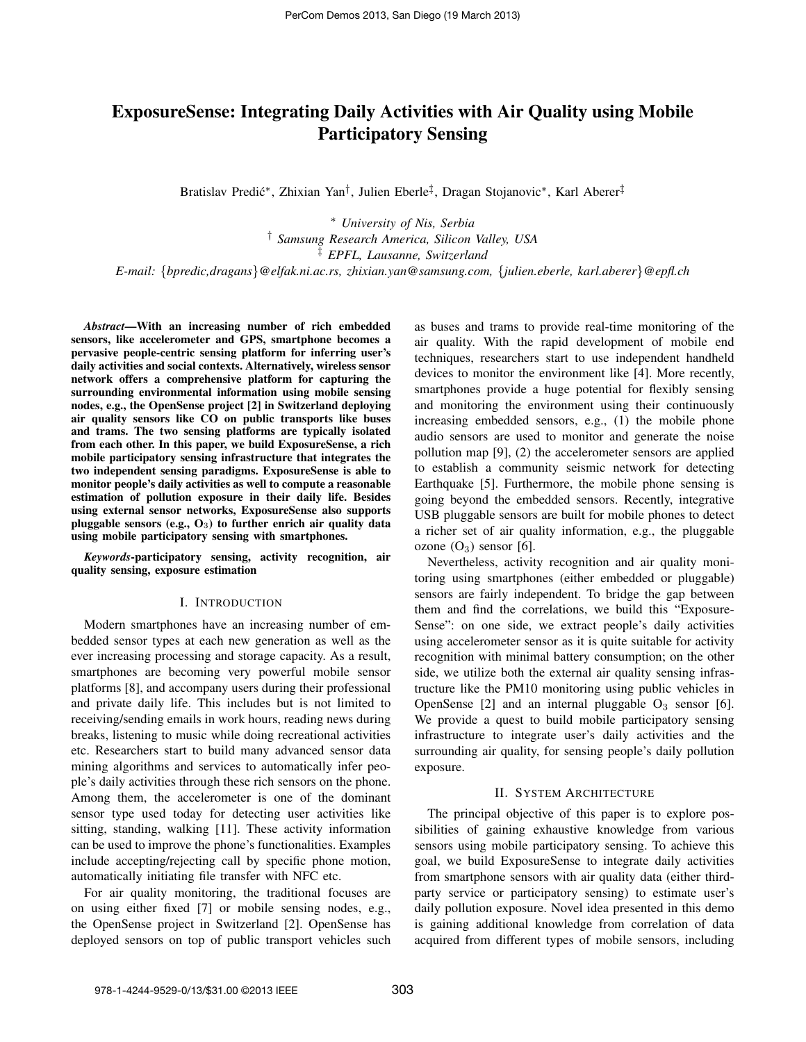# ExposureSense: Integrating Daily Activities with Air Quality using Mobile Participatory Sensing

Bratislav Predić*, Zhixian Yan†, Julien Eberle‡, Dragan Stojanovic*, Karl Aberer‡

\* *University of Nis, Serbia*
† *Samsung Research America, Silicon Valley, USA*
‡ *EPFL, Lausanne, Switzerland*
*E-mail: {bpredic,dragans}@elfak.ni.ac.rs, zhixian.yan@samsung.com, {julien.eberle, karl.aberer}@epfl.ch*

***Abstract*—With an increasing number of rich embedded sensors, like accelerometer and GPS, smartphone becomes a pervasive people-centric sensing platform for inferring user's daily activities and social contexts. Alternatively, wireless sensor network offers a comprehensive platform for capturing the surrounding environmental information using mobile sensing nodes, e.g., the OpenSense project [2] in Switzerland deploying air quality sensors like CO on public transports like buses and trams. The two sensing platforms are typically isolated from each other. In this paper, we build ExposureSense, a rich mobile participatory sensing infrastructure that integrates the two independent sensing paradigms. ExposureSense is able to monitor people's daily activities as well to compute a reasonable estimation of pollution exposure in their daily life. Besides using external sensor networks, ExposureSense also supports pluggable sensors (e.g., $O_3$) to further enrich air quality data using mobile participatory sensing with smartphones.**

***Keywords*-participatory sensing, activity recognition, air quality sensing, exposure estimation**

## I. Introduction

Modern smartphones have an increasing number of embedded sensor types at each new generation as well as the ever increasing processing and storage capacity. As a result, smartphones are becoming very powerful mobile sensor platforms [8], and accompany users during their professional and private daily life. This includes but is not limited to receiving/sending emails in work hours, reading news during breaks, listening to music while doing recreational activities etc. Researchers start to build many advanced sensor data mining algorithms and services to automatically infer people's daily activities through these rich sensors on the phone. Among them, the accelerometer is one of the dominant sensor type used today for detecting user activities like sitting, standing, walking [11]. These activity information can be used to improve the phone's functionalities. Examples include accepting/rejecting call by specific phone motion, automatically initiating file transfer with NFC etc.

For air quality monitoring, the traditional focuses are on using either fixed [7] or mobile sensing nodes, e.g., the OpenSense project in Switzerland [2]. OpenSense has deployed sensors on top of public transport vehicles such as buses and trams to provide real-time monitoring of the air quality. With the rapid development of mobile end techniques, researchers start to use independent handheld devices to monitor the environment like [4]. More recently, smartphones provide a huge potential for flexibly sensing and monitoring the environment using their continuously increasing embedded sensors, e.g., (1) the mobile phone audio sensors are used to monitor and generate the noise pollution map [9], (2) the accelerometer sensors are applied to establish a community seismic network for detecting Earthquake [5]. Furthermore, the mobile phone sensing is going beyond the embedded sensors. Recently, integrative USB pluggable sensors are built for mobile phones to detect a richer set of air quality information, e.g., the pluggable ozone ($O_3$) sensor [6].

Nevertheless, activity recognition and air quality monitoring using smartphones (either embedded or pluggable) sensors are fairly independent. To bridge the gap between them and find the correlations, we build this "Exposure-Sense": on one side, we extract people's daily activities using accelerometer sensor as it is quite suitable for activity recognition with minimal battery consumption; on the other side, we utilize both the external air quality sensing infrastructure like the PM10 monitoring using public vehicles in OpenSense [2] and an internal pluggable $O_3$ sensor [6]. We provide a quest to build mobile participatory sensing infrastructure to integrate user's daily activities and the surrounding air quality, for sensing people's daily pollution exposure.

## II. System Architecture

The principal objective of this paper is to explore possibilities of gaining exhaustive knowledge from various sensors using mobile participatory sensing. To achieve this goal, we build ExposureSense to integrate daily activities from smartphone sensors with air quality data (either third-party service or participatory sensing) to estimate user's daily pollution exposure. Novel idea presented in this demo is gaining additional knowledge from correlation of data acquired from different types of mobile sensors, including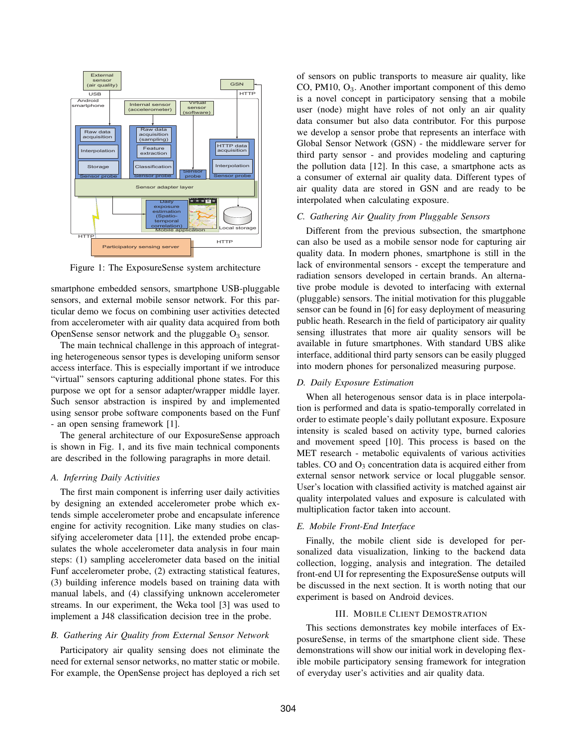Figure 1: The ExposureSense system architecture

smartphone embedded sensors, smartphone USB-pluggable sensors, and external mobile sensor network. For this particular demo we focus on combining user activities detected from accelerometer with air quality data acquired from both OpenSense sensor network and the pluggable $O_3$ sensor.

The main technical challenge in this approach of integrating heterogeneous sensor types is developing uniform sensor access interface. This is especially important if we introduce "virtual" sensors capturing additional phone states. For this purpose we opt for a sensor adapter/wrapper middle layer. Such sensor abstraction is inspired by and implemented using sensor probe software components based on the Funf - an open sensing framework [1].

The general architecture of our ExposureSense approach is shown in Fig. 1, and its five main technical components are described in the following paragraphs in more detail.

### *A. Inferring Daily Activities*

The first main component is inferring user daily activities by designing an extended accelerometer probe which extends simple accelerometer probe and encapsulate inference engine for activity recognition. Like many studies on classifying accelerometer data [11], the extended probe encapsulates the whole accelerometer data analysis in four main steps: (1) sampling accelerometer data based on the initial Funf accelerometer probe, (2) extracting statistical features, (3) building inference models based on training data with manual labels, and (4) classifying unknown accelerometer streams. In our experiment, the Weka tool [3] was used to implement a J48 classification decision tree in the probe.

### *B. Gathering Air Quality from External Sensor Network*

Participatory air quality sensing does not eliminate the need for external sensor networks, no matter static or mobile. For example, the OpenSense project has deployed a rich set of sensors on public transports to measure air quality, like CO, PM10, $O_3$. Another important component of this demo is a novel concept in participatory sensing that a mobile user (node) might have roles of not only an air quality data consumer but also data contributor. For this purpose we develop a sensor probe that represents an interface with Global Sensor Network (GSN) - the middleware server for third party sensor - and provides modeling and capturing the pollution data [12]. In this case, a smartphone acts as a consumer of external air quality data. Different types of air quality data are stored in GSN and are ready to be interpolated when calculating exposure.

### *C. Gathering Air Quality from Pluggable Sensors*

Different from the previous subsection, the smartphone can also be used as a mobile sensor node for capturing air quality data. In modern phones, smartphone is still in the lack of environmental sensors - except the temperature and radiation sensors developed in certain brands. An alternative probe module is devoted to interfacing with external (pluggable) sensors. The initial motivation for this pluggable sensor can be found in [6] for easy deployment of measuring public heath. Research in the field of participatory air quality sensing illustrates that more air quality sensors will be available in future smartphones. With standard UBS alike interface, additional third party sensors can be easily plugged into modern phones for personalized measuring purpose.

### *D. Daily Exposure Estimation*

When all heterogenous sensor data is in place interpolation is performed and data is spatio-temporally correlated in order to estimate people's daily pollutant exposure. Exposure intensity is scaled based on activity type, burned calories and movement speed [10]. This process is based on the MET research - metabolic equivalents of various activities tables. CO and $O_3$ concentration data is acquired either from external sensor network service or local pluggable sensor. User's location with classified activity is matched against air quality interpolated values and exposure is calculated with multiplication factor taken into account.

### *E. Mobile Front-End Interface*

Finally, the mobile client side is developed for personalized data visualization, linking to the backend data collection, logging, analysis and integration. The detailed front-end UI for representing the ExposureSense outputs will be discussed in the next section. It is worth noting that our experiment is based on Android devices.

## III. Mobile Client Demostration

This sections demonstrates key mobile interfaces of ExposureSense, in terms of the smartphone client side. These demonstrations will show our initial work in developing flexible mobile participatory sensing framework for integration of everyday user's activities and air quality data.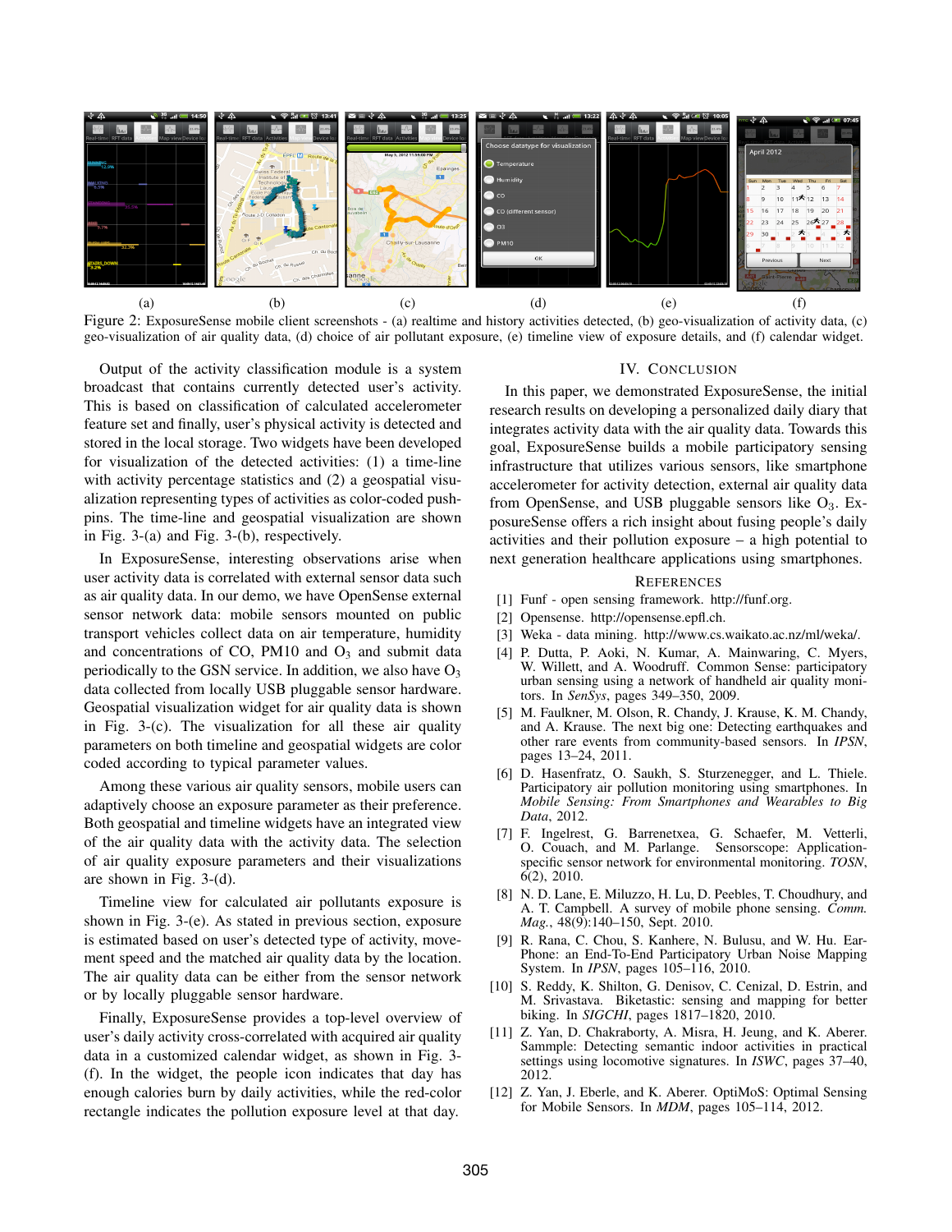(a) (b) (c) (d) (e) (f)

Figure 2: ExposureSense mobile client screenshots - (a) realtime and history activities detected, (b) geo-visualization of activity data, (c) geo-visualization of air quality data, (d) choice of air pollutant exposure, (e) timeline view of exposure details, and (f) calendar widget.

Output of the activity classification module is a system broadcast that contains currently detected user's activity. This is based on classification of calculated accelerometer feature set and finally, user's physical activity is detected and stored in the local storage. Two widgets have been developed for visualization of the detected activities: (1) a time-line with activity percentage statistics and (2) a geospatial visualization representing types of activities as color-coded push-pins. The time-line and geospatial visualization are shown in Fig. 3-(a) and Fig. 3-(b), respectively.

In ExposureSense, interesting observations arise when user activity data is correlated with external sensor data such as air quality data. In our demo, we have OpenSense external sensor network data: mobile sensors mounted on public transport vehicles collect data on air temperature, humidity and concentrations of CO, PM10 and $O_3$ and submit data periodically to the GSN service. In addition, we also have $O_3$ data collected from locally USB pluggable sensor hardware. Geospatial visualization widget for air quality data is shown in Fig. 3-(c). The visualization for all these air quality parameters on both timeline and geospatial widgets are color coded according to typical parameter values.

Among these various air quality sensors, mobile users can adaptively choose an exposure parameter as their preference. Both geospatial and timeline widgets have an integrated view of the air quality data with the activity data. The selection of air quality exposure parameters and their visualizations are shown in Fig. 3-(d).

Timeline view for calculated air pollutants exposure is shown in Fig. 3-(e). As stated in previous section, exposure is estimated based on user's detected type of activity, movement speed and the matched air quality data by the location. The air quality data can be either from the sensor network or by locally pluggable sensor hardware.

Finally, ExposureSense provides a top-level overview of user's daily activity cross-correlated with acquired air quality data in a customized calendar widget, as shown in Fig. 3-(f). In the widget, the people icon indicates that day has enough calories burn by daily activities, while the red-color rectangle indicates the pollution exposure level at that day.

## IV. Conclusion

In this paper, we demonstrated ExposureSense, the initial research results on developing a personalized daily diary that integrates activity data with the air quality data. Towards this goal, ExposureSense builds a mobile participatory sensing infrastructure that utilizes various sensors, like smartphone accelerometer for activity detection, external air quality data from OpenSense, and USB pluggable sensors like $O_3$. ExposureSense offers a rich insight about fusing people's daily activities and their pollution exposure – a high potential to next generation healthcare applications using smartphones.

## References

[1] Funf - open sensing framework. http://funf.org.

[2] Opensense. http://opensense.epfl.ch.

[3] Weka - data mining. http://www.cs.waikato.ac.nz/ml/weka/.

[4] P. Dutta, P. Aoki, N. Kumar, A. Mainwaring, C. Myers, W. Willett, and A. Woodruff. Common Sense: participatory urban sensing using a network of handheld air quality monitors. In *SenSys*, pages 349–350, 2009.

[5] M. Faulkner, M. Olson, R. Chandy, J. Krause, K. M. Chandy, and A. Krause. The next big one: Detecting earthquakes and other rare events from community-based sensors. In *IPSN*, pages 13–24, 2011.

[6] D. Hasenfratz, O. Saukh, S. Sturzenegger, and L. Thiele. Participatory air pollution monitoring using smartphones. In *Mobile Sensing: From Smartphones and Wearables to Big Data*, 2012.

[7] F. Ingelrest, G. Barrenetxea, G. Schaefer, M. Vetterli, O. Couach, and M. Parlange. Sensorscope: Application-specific sensor network for environmental monitoring. *TOSN*, 6(2), 2010.

[8] N. D. Lane, E. Miluzzo, H. Lu, D. Peebles, T. Choudhury, and A. T. Campbell. A survey of mobile phone sensing. *Comm. Mag.*, 48(9):140–150, Sept. 2010.

[9] R. Rana, C. Chou, S. Kanhere, N. Bulusu, and W. Hu. Ear-Phone: an End-To-End Participatory Urban Noise Mapping System. In *IPSN*, pages 105–116, 2010.

[10] S. Reddy, K. Shilton, G. Denisov, C. Cenizal, D. Estrin, and M. Srivastava. Biketastic: sensing and mapping for better biking. In *SIGCHI*, pages 1817–1820, 2010.

[11] Z. Yan, D. Chakraborty, A. Misra, H. Jeung, and K. Aberer. Sammple: Detecting semantic indoor activities in practical settings using locomotive signatures. In *ISWC*, pages 37–40, 2012.

[12] Z. Yan, J. Eberle, and K. Aberer. OptiMoS: Optimal Sensing for Mobile Sensors. In *MDM*, pages 105–114, 2012.